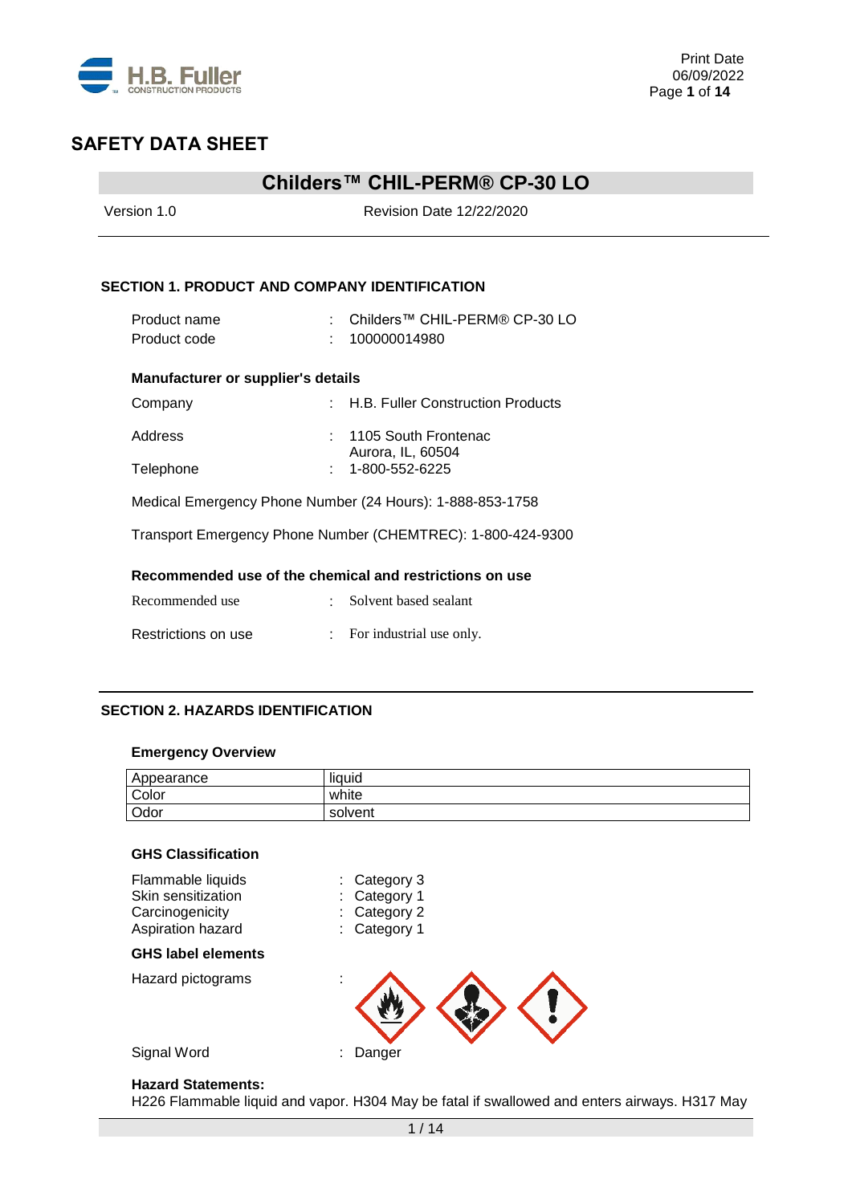# SAFETY DATA SHEET

## Childers™ CHIL-PERM® CP-30 LO

Version 1.0 Revision Date 12/22/2020

### SECTION 1. PRODUCT AND COMPANY IDENTIFICATION

Product name : Childers™ CHIL-PERM® CP-30 LO
Product code : 100000014980

**Manufacturer or supplier's details**

Company : H.B. Fuller Construction Products

Address : 1105 South Frontenac
Aurora, IL, 60504

Telephone : 1-800-552-6225

Medical Emergency Phone Number (24 Hours): 1-888-853-1758

Transport Emergency Phone Number (CHEMTREC): 1-800-424-9300

**Recommended use of the chemical and restrictions on use**

Recommended use : Solvent based sealant

Restrictions on use : For industrial use only.

### SECTION 2. HAZARDS IDENTIFICATION

**Emergency Overview**

| Appearance | liquid |
|---|---|
| Color | white |
| Odor | solvent |

**GHS Classification**

Flammable liquids : Category 3
Skin sensitization : Category 1
Carcinogenicity : Category 2
Aspiration hazard : Category 1

**GHS label elements**

Hazard pictograms :

Signal Word : Danger

**Hazard Statements:**
H226 Flammable liquid and vapor. H304 May be fatal if swallowed and enters airways. H317 May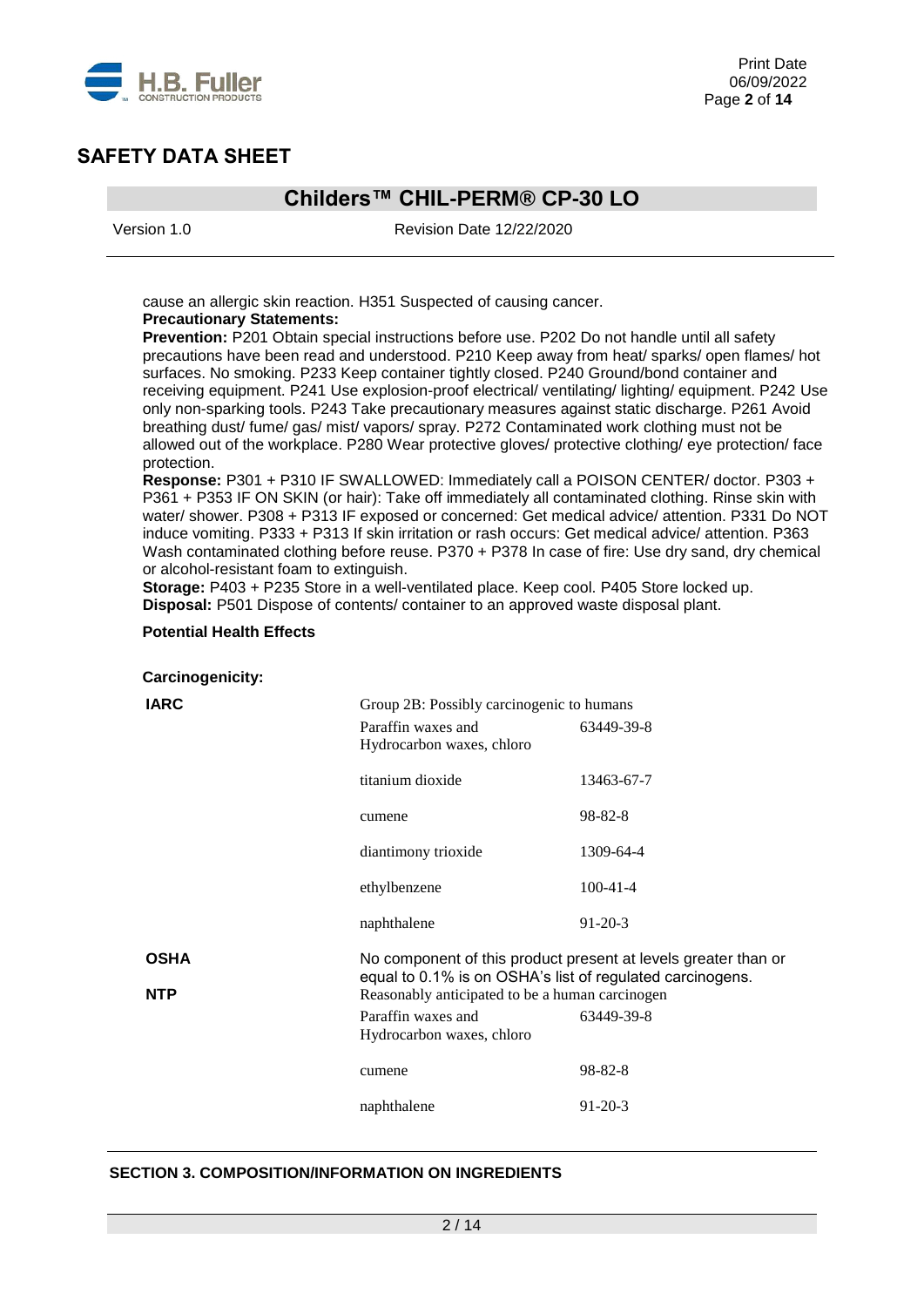cause an allergic skin reaction. H351 Suspected of causing cancer.

**Precautionary Statements:**

**Prevention:** P201 Obtain special instructions before use. P202 Do not handle until all safety precautions have been read and understood. P210 Keep away from heat/ sparks/ open flames/ hot surfaces. No smoking. P233 Keep container tightly closed. P240 Ground/bond container and receiving equipment. P241 Use explosion-proof electrical/ ventilating/ lighting/ equipment. P242 Use only non-sparking tools. P243 Take precautionary measures against static discharge. P261 Avoid breathing dust/ fume/ gas/ mist/ vapors/ spray. P272 Contaminated work clothing must not be allowed out of the workplace. P280 Wear protective gloves/ protective clothing/ eye protection/ face protection.

**Response:** P301 + P310 IF SWALLOWED: Immediately call a POISON CENTER/ doctor. P303 + P361 + P353 IF ON SKIN (or hair): Take off immediately all contaminated clothing. Rinse skin with water/ shower. P308 + P313 IF exposed or concerned: Get medical advice/ attention. P331 Do NOT induce vomiting. P333 + P313 If skin irritation or rash occurs: Get medical advice/ attention. P363 Wash contaminated clothing before reuse. P370 + P378 In case of fire: Use dry sand, dry chemical or alcohol-resistant foam to extinguish.

**Storage:** P403 + P235 Store in a well-ventilated place. Keep cool. P405 Store locked up.

**Disposal:** P501 Dispose of contents/ container to an approved waste disposal plant.

**Potential Health Effects**

**Carcinogenicity:**

| | | |
|---|---|---|
| **IARC** | Group 2B: Possibly carcinogenic to humans | |
| | Paraffin waxes and Hydrocarbon waxes, chloro | 63449-39-8 |
| | titanium dioxide | 13463-67-7 |
| | cumene | 98-82-8 |
| | diantimony trioxide | 1309-64-4 |
| | ethylbenzene | 100-41-4 |
| | naphthalene | 91-20-3 |
| **OSHA** | No component of this product present at levels greater than or equal to 0.1% is on OSHA's list of regulated carcinogens. | |
| **NTP** | Reasonably anticipated to be a human carcinogen | |
| | Paraffin waxes and Hydrocarbon waxes, chloro | 63449-39-8 |
| | cumene | 98-82-8 |
| | naphthalene | 91-20-3 |

## SECTION 3. COMPOSITION/INFORMATION ON INGREDIENTS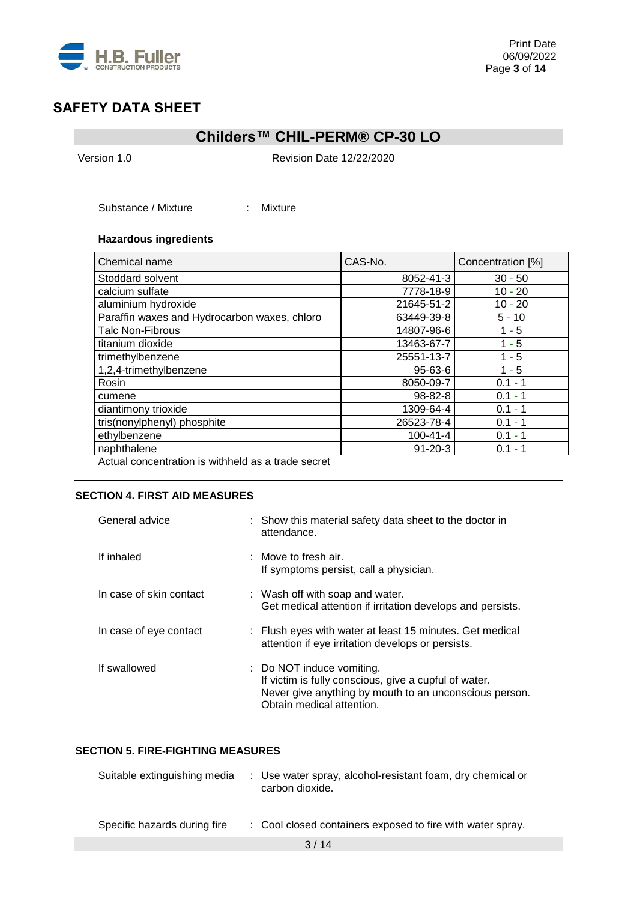Substance / Mixture : Mixture

**Hazardous ingredients**

| Chemical name | CAS-No. | Concentration [%] |
|---|---|---|
| Stoddard solvent | 8052-41-3 | 30 - 50 |
| calcium sulfate | 7778-18-9 | 10 - 20 |
| aluminium hydroxide | 21645-51-2 | 10 - 20 |
| Paraffin waxes and Hydrocarbon waxes, chloro | 63449-39-8 | 5 - 10 |
| Talc Non-Fibrous | 14807-96-6 | 1 - 5 |
| titanium dioxide | 13463-67-7 | 1 - 5 |
| trimethylbenzene | 25551-13-7 | 1 - 5 |
| 1,2,4-trimethylbenzene | 95-63-6 | 1 - 5 |
| Rosin | 8050-09-7 | 0.1 - 1 |
| cumene | 98-82-8 | 0.1 - 1 |
| diantimony trioxide | 1309-64-4 | 0.1 - 1 |
| tris(nonylphenyl) phosphite | 26523-78-4 | 0.1 - 1 |
| ethylbenzene | 100-41-4 | 0.1 - 1 |
| naphthalene | 91-20-3 | 0.1 - 1 |

Actual concentration is withheld as a trade secret

## SECTION 4. FIRST AID MEASURES

General advice : Show this material safety data sheet to the doctor in attendance.

If inhaled : Move to fresh air.
If symptoms persist, call a physician.

In case of skin contact : Wash off with soap and water.
Get medical attention if irritation develops and persists.

In case of eye contact : Flush eyes with water at least 15 minutes. Get medical attention if eye irritation develops or persists.

If swallowed : Do NOT induce vomiting.
If victim is fully conscious, give a cupful of water.
Never give anything by mouth to an unconscious person.
Obtain medical attention.

## SECTION 5. FIRE-FIGHTING MEASURES

Suitable extinguishing media : Use water spray, alcohol-resistant foam, dry chemical or carbon dioxide.

Specific hazards during fire : Cool closed containers exposed to fire with water spray.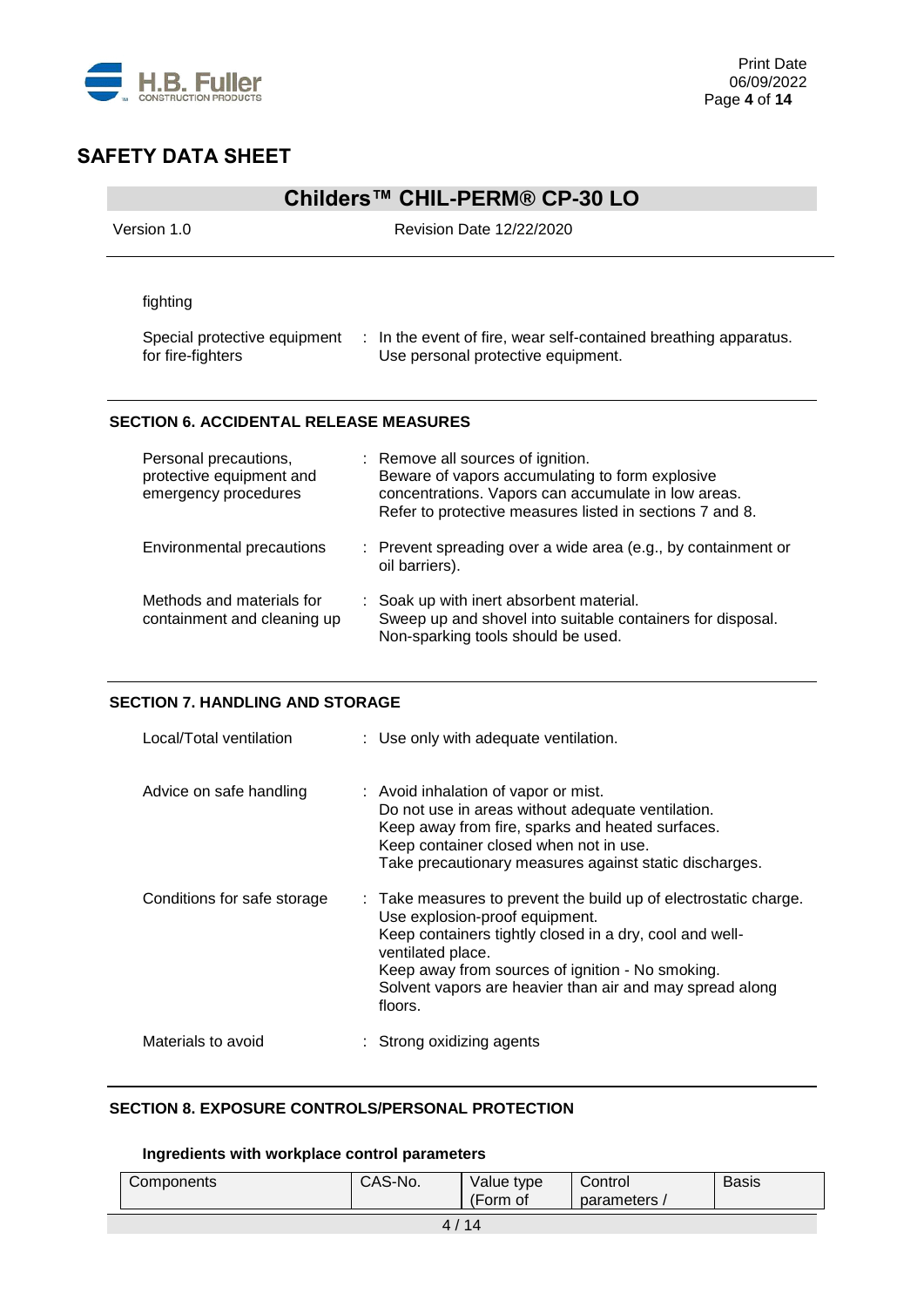fighting

Special protective equipment for fire-fighters : In the event of fire, wear self-contained breathing apparatus. Use personal protective equipment.

## SECTION 6. ACCIDENTAL RELEASE MEASURES

Personal precautions, protective equipment and emergency procedures : Remove all sources of ignition. Beware of vapors accumulating to form explosive concentrations. Vapors can accumulate in low areas. Refer to protective measures listed in sections 7 and 8.

Environmental precautions : Prevent spreading over a wide area (e.g., by containment or oil barriers).

Methods and materials for containment and cleaning up : Soak up with inert absorbent material. Sweep up and shovel into suitable containers for disposal. Non-sparking tools should be used.

## SECTION 7. HANDLING AND STORAGE

Local/Total ventilation : Use only with adequate ventilation.

Advice on safe handling : Avoid inhalation of vapor or mist. Do not use in areas without adequate ventilation. Keep away from fire, sparks and heated surfaces. Keep container closed when not in use. Take precautionary measures against static discharges.

Conditions for safe storage : Take measures to prevent the build up of electrostatic charge. Use explosion-proof equipment. Keep containers tightly closed in a dry, cool and well-ventilated place. Keep away from sources of ignition - No smoking. Solvent vapors are heavier than air and may spread along floors.

Materials to avoid : Strong oxidizing agents

## SECTION 8. EXPOSURE CONTROLS/PERSONAL PROTECTION

### Ingredients with workplace control parameters

| Components | CAS-No. | Value type (Form of | Control parameters / | Basis |
|---|---|---|---|---|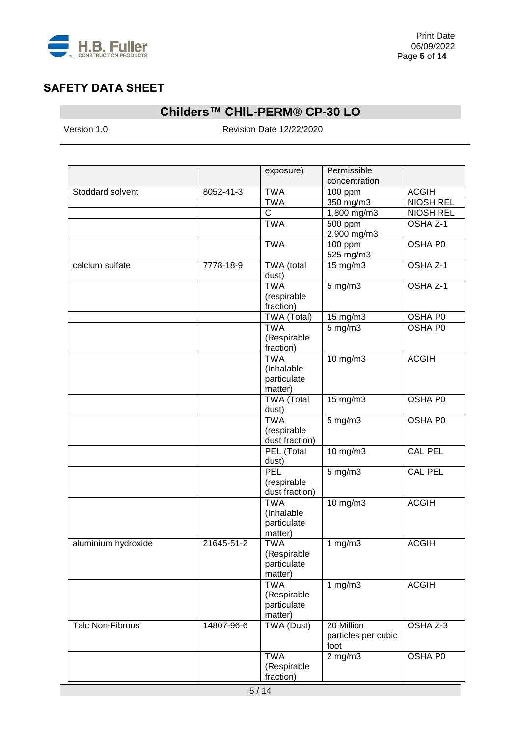## SAFETY DATA SHEET

## Childers™ CHIL-PERM® CP-30 LO

Version 1.0 Revision Date 12/22/2020

| | | exposure) | Permissible concentration | |
|---|---|---|---|---|
| Stoddard solvent | 8052-41-3 | TWA | 100 ppm | ACGIH |
| | | TWA | 350 mg/m3 | NIOSH REL |
| | | C | 1,800 mg/m3 | NIOSH REL |
| | | TWA | 500 ppm 2,900 mg/m3 | OSHA Z-1 |
| | | TWA | 100 ppm 525 mg/m3 | OSHA P0 |
| calcium sulfate | 7778-18-9 | TWA (total dust) | 15 mg/m3 | OSHA Z-1 |
| | | TWA (respirable fraction) | 5 mg/m3 | OSHA Z-1 |
| | | TWA (Total) | 15 mg/m3 | OSHA P0 |
| | | TWA (Respirable fraction) | 5 mg/m3 | OSHA P0 |
| | | TWA (Inhalable particulate matter) | 10 mg/m3 | ACGIH |
| | | TWA (Total dust) | 15 mg/m3 | OSHA P0 |
| | | TWA (respirable dust fraction) | 5 mg/m3 | OSHA P0 |
| | | PEL (Total dust) | 10 mg/m3 | CAL PEL |
| | | PEL (respirable dust fraction) | 5 mg/m3 | CAL PEL |
| | | TWA (Inhalable particulate matter) | 10 mg/m3 | ACGIH |
| aluminium hydroxide | 21645-51-2 | TWA (Respirable particulate matter) | 1 mg/m3 | ACGIH |
| | | TWA (Respirable particulate matter) | 1 mg/m3 | ACGIH |
| Talc Non-Fibrous | 14807-96-6 | TWA (Dust) | 20 Million particles per cubic foot | OSHA Z-3 |
| | | TWA (Respirable fraction) | 2 mg/m3 | OSHA P0 |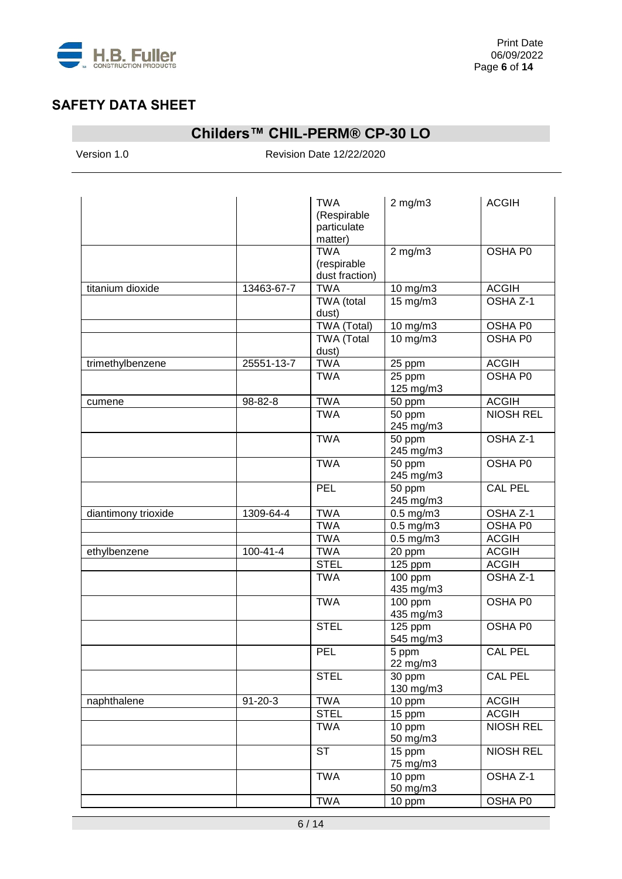## SAFETY DATA SHEET

## Childers™ CHIL-PERM® CP-30 LO

Version 1.0 Revision Date 12/22/2020

| | | | | |
|---|---|---|---|---|
| | | TWA (Respirable particulate matter) | 2 mg/m3 | ACGIH |
| | | TWA (respirable dust fraction) | 2 mg/m3 | OSHA P0 |
| titanium dioxide | 13463-67-7 | TWA | 10 mg/m3 | ACGIH |
| | | TWA (total dust) | 15 mg/m3 | OSHA Z-1 |
| | | TWA (Total) | 10 mg/m3 | OSHA P0 |
| | | TWA (Total dust) | 10 mg/m3 | OSHA P0 |
| trimethylbenzene | 25551-13-7 | TWA | 25 ppm | ACGIH |
| | | TWA | 25 ppm 125 mg/m3 | OSHA P0 |
| cumene | 98-82-8 | TWA | 50 ppm | ACGIH |
| | | TWA | 50 ppm 245 mg/m3 | NIOSH REL |
| | | TWA | 50 ppm 245 mg/m3 | OSHA Z-1 |
| | | TWA | 50 ppm 245 mg/m3 | OSHA P0 |
| | | PEL | 50 ppm 245 mg/m3 | CAL PEL |
| diantimony trioxide | 1309-64-4 | TWA | 0.5 mg/m3 | OSHA Z-1 |
| | | TWA | 0.5 mg/m3 | OSHA P0 |
| | | TWA | 0.5 mg/m3 | ACGIH |
| ethylbenzene | 100-41-4 | TWA | 20 ppm | ACGIH |
| | | STEL | 125 ppm | ACGIH |
| | | TWA | 100 ppm 435 mg/m3 | OSHA Z-1 |
| | | TWA | 100 ppm 435 mg/m3 | OSHA P0 |
| | | STEL | 125 ppm 545 mg/m3 | OSHA P0 |
| | | PEL | 5 ppm 22 mg/m3 | CAL PEL |
| | | STEL | 30 ppm 130 mg/m3 | CAL PEL |
| naphthalene | 91-20-3 | TWA | 10 ppm | ACGIH |
| | | STEL | 15 ppm | ACGIH |
| | | TWA | 10 ppm 50 mg/m3 | NIOSH REL |
| | | ST | 15 ppm 75 mg/m3 | NIOSH REL |
| | | TWA | 10 ppm 50 mg/m3 | OSHA Z-1 |
| | | TWA | 10 ppm | OSHA P0 |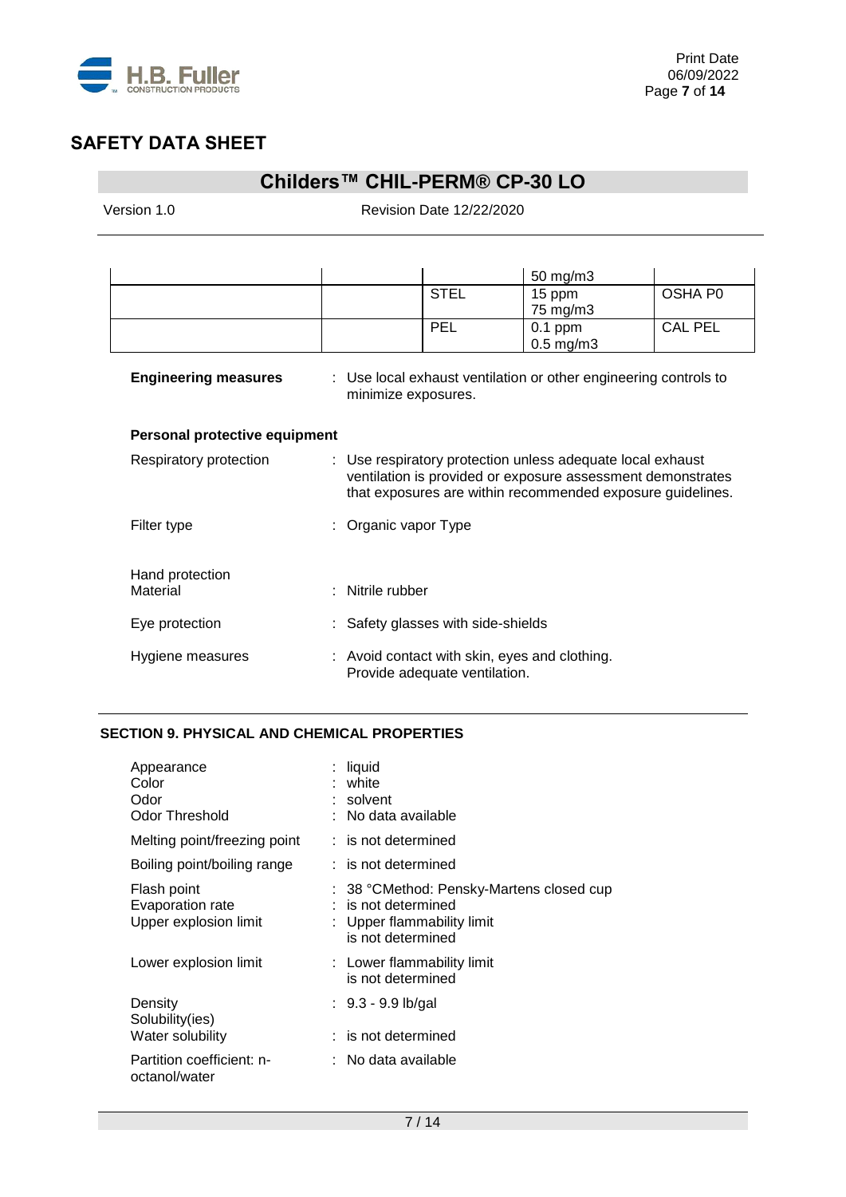| | | | | |
|---|---|---|---|---|
| | | | 50 mg/m3 | |
| | | STEL | 15 ppm<br>75 mg/m3 | OSHA P0 |
| | | PEL | 0.1 ppm<br>0.5 mg/m3 | CAL PEL |

**Engineering measures** : Use local exhaust ventilation or other engineering controls to minimize exposures.

**Personal protective equipment**

Respiratory protection : Use respiratory protection unless adequate local exhaust ventilation is provided or exposure assessment demonstrates that exposures are within recommended exposure guidelines.

Filter type : Organic vapor Type

Hand protection
Material : Nitrile rubber

Eye protection : Safety glasses with side-shields

Hygiene measures : Avoid contact with skin, eyes and clothing. Provide adequate ventilation.

## SECTION 9. PHYSICAL AND CHEMICAL PROPERTIES

Appearance : liquid
Color : white
Odor : solvent
Odor Threshold : No data available

Melting point/freezing point : is not determined

Boiling point/boiling range : is not determined

Flash point : 38 °CMethod: Pensky-Martens closed cup
Evaporation rate : is not determined
Upper explosion limit : Upper flammability limit
is not determined

Lower explosion limit : Lower flammability limit
is not determined

Density : 9.3 - 9.9 lb/gal
Solubility(ies)
Water solubility : is not determined

Partition coefficient: n-octanol/water : No data available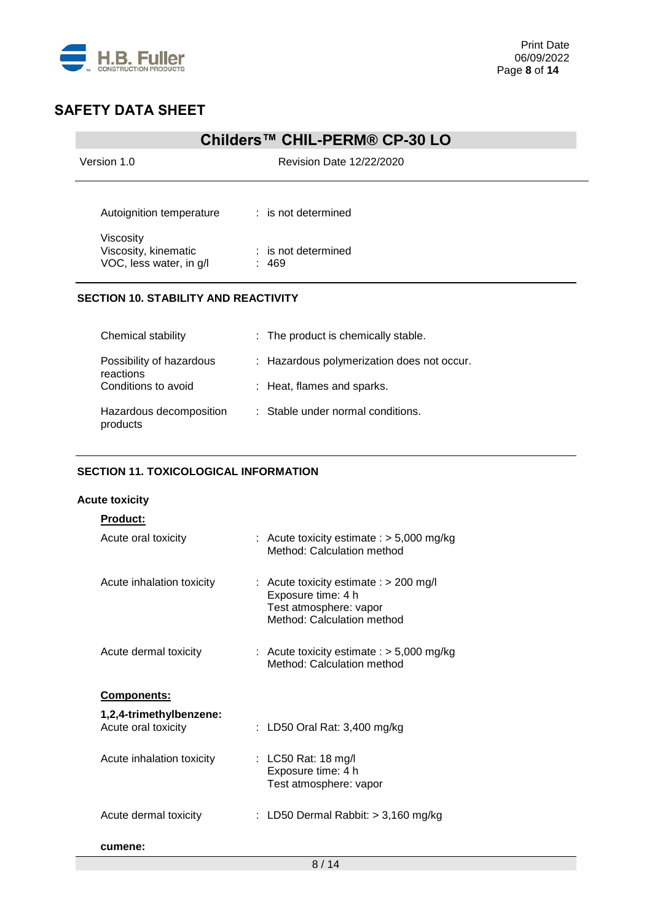| | |
|---|---|
| Autoignition temperature | : is not determined |
| Viscosity | |
| Viscosity, kinematic | : is not determined |
| VOC, less water, in g/l | : 469 |

## SECTION 10. STABILITY AND REACTIVITY

| | |
|---|---|
| Chemical stability | : The product is chemically stable. |
| Possibility of hazardous reactions | : Hazardous polymerization does not occur. |
| Conditions to avoid | : Heat, flames and sparks. |
| Hazardous decomposition products | : Stable under normal conditions. |

## SECTION 11. TOXICOLOGICAL INFORMATION

**Acute toxicity**

**Product:**

| | |
|---|---|
| Acute oral toxicity | : Acute toxicity estimate : > 5,000 mg/kg<br>Method: Calculation method |
| Acute inhalation toxicity | : Acute toxicity estimate : > 200 mg/l<br>Exposure time: 4 h<br>Test atmosphere: vapor<br>Method: Calculation method |
| Acute dermal toxicity | : Acute toxicity estimate : > 5,000 mg/kg<br>Method: Calculation method |

**Components:**

**1,2,4-trimethylbenzene:**

| | |
|---|---|
| Acute oral toxicity | : LD50 Oral Rat: 3,400 mg/kg |
| Acute inhalation toxicity | : LC50 Rat: 18 mg/l<br>Exposure time: 4 h<br>Test atmosphere: vapor |
| Acute dermal toxicity | : LD50 Dermal Rabbit: > 3,160 mg/kg |

**cumene:**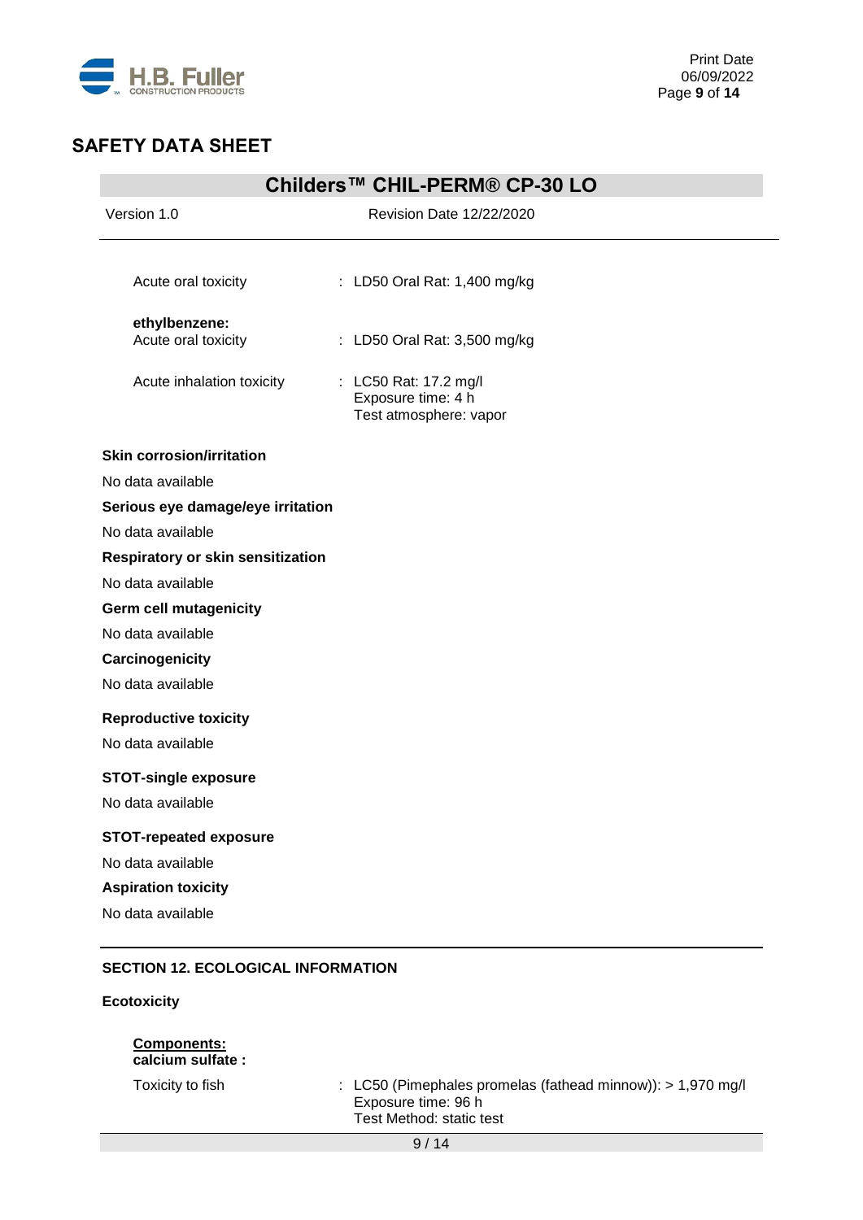Acute oral toxicity : LD50 Oral Rat: 1,400 mg/kg

**ethylbenzene:**

Acute oral toxicity : LD50 Oral Rat: 3,500 mg/kg

Acute inhalation toxicity : LC50 Rat: 17.2 mg/l
Exposure time: 4 h
Test atmosphere: vapor

**Skin corrosion/irritation**

No data available

**Serious eye damage/eye irritation**

No data available

**Respiratory or skin sensitization**

No data available

**Germ cell mutagenicity**

No data available

**Carcinogenicity**

No data available

**Reproductive toxicity**

No data available

**STOT-single exposure**

No data available

**STOT-repeated exposure**

No data available

**Aspiration toxicity**

No data available

## SECTION 12. ECOLOGICAL INFORMATION

**Ecotoxicity**

**Components:**
**calcium sulfate :**

Toxicity to fish : LC50 (Pimephales promelas (fathead minnow)): > 1,970 mg/l
Exposure time: 96 h
Test Method: static test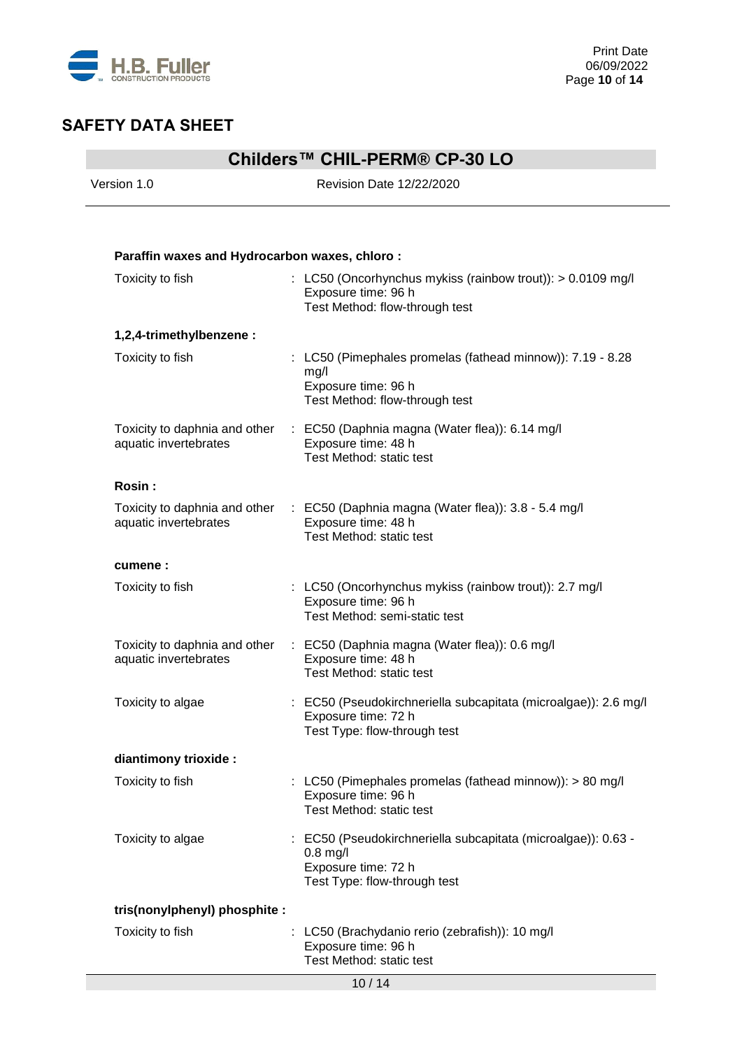**Paraffin waxes and Hydrocarbon waxes, chloro :**

| | |
|---|---|
| Toxicity to fish | : LC50 (Oncorhynchus mykiss (rainbow trout)): > 0.0109 mg/l<br>Exposure time: 96 h<br>Test Method: flow-through test |

**1,2,4-trimethylbenzene :**

| | |
|---|---|
| Toxicity to fish | : LC50 (Pimephales promelas (fathead minnow)): 7.19 - 8.28 mg/l<br>Exposure time: 96 h<br>Test Method: flow-through test |
| Toxicity to daphnia and other aquatic invertebrates | : EC50 (Daphnia magna (Water flea)): 6.14 mg/l<br>Exposure time: 48 h<br>Test Method: static test |

**Rosin :**

| | |
|---|---|
| Toxicity to daphnia and other aquatic invertebrates | : EC50 (Daphnia magna (Water flea)): 3.8 - 5.4 mg/l<br>Exposure time: 48 h<br>Test Method: static test |

**cumene :**

| | |
|---|---|
| Toxicity to fish | : LC50 (Oncorhynchus mykiss (rainbow trout)): 2.7 mg/l<br>Exposure time: 96 h<br>Test Method: semi-static test |
| Toxicity to daphnia and other aquatic invertebrates | : EC50 (Daphnia magna (Water flea)): 0.6 mg/l<br>Exposure time: 48 h<br>Test Method: static test |
| Toxicity to algae | : EC50 (Pseudokirchneriella subcapitata (microalgae)): 2.6 mg/l<br>Exposure time: 72 h<br>Test Type: flow-through test |

**diantimony trioxide :**

| | |
|---|---|
| Toxicity to fish | : LC50 (Pimephales promelas (fathead minnow)): > 80 mg/l<br>Exposure time: 96 h<br>Test Method: static test |
| Toxicity to algae | : EC50 (Pseudokirchneriella subcapitata (microalgae)): 0.63 - 0.8 mg/l<br>Exposure time: 72 h<br>Test Type: flow-through test |

**tris(nonylphenyl) phosphite :**

| | |
|---|---|
| Toxicity to fish | : LC50 (Brachydanio rerio (zebrafish)): 10 mg/l<br>Exposure time: 96 h<br>Test Method: static test |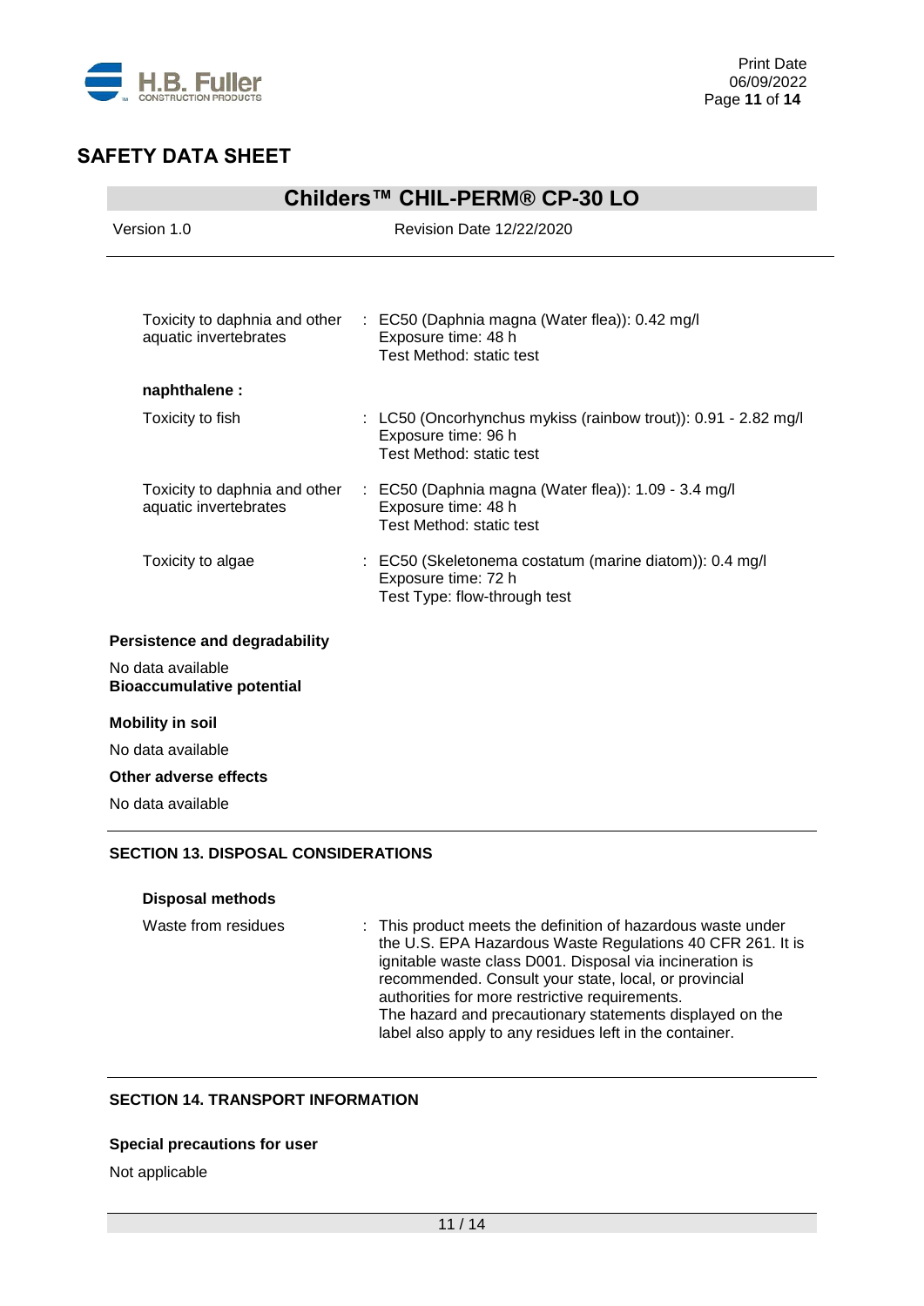| | |
|---|---|
| Toxicity to daphnia and other aquatic invertebrates | : EC50 (Daphnia magna (Water flea)): 0.42 mg/l<br>Exposure time: 48 h<br>Test Method: static test |

**naphthalene :**

| | |
|---|---|
| Toxicity to fish | : LC50 (Oncorhynchus mykiss (rainbow trout)): 0.91 - 2.82 mg/l<br>Exposure time: 96 h<br>Test Method: static test |
| Toxicity to daphnia and other aquatic invertebrates | : EC50 (Daphnia magna (Water flea)): 1.09 - 3.4 mg/l<br>Exposure time: 48 h<br>Test Method: static test |
| Toxicity to algae | : EC50 (Skeletonema costatum (marine diatom)): 0.4 mg/l<br>Exposure time: 72 h<br>Test Type: flow-through test |

**Persistence and degradability**

No data available

**Bioaccumulative potential**

**Mobility in soil**

No data available

**Other adverse effects**

No data available

## SECTION 13. DISPOSAL CONSIDERATIONS

**Disposal methods**

| | |
|---|---|
| Waste from residues | : This product meets the definition of hazardous waste under the U.S. EPA Hazardous Waste Regulations 40 CFR 261. It is ignitable waste class D001. Disposal via incineration is recommended. Consult your state, local, or provincial authorities for more restrictive requirements.<br>The hazard and precautionary statements displayed on the label also apply to any residues left in the container. |

## SECTION 14. TRANSPORT INFORMATION

**Special precautions for user**

Not applicable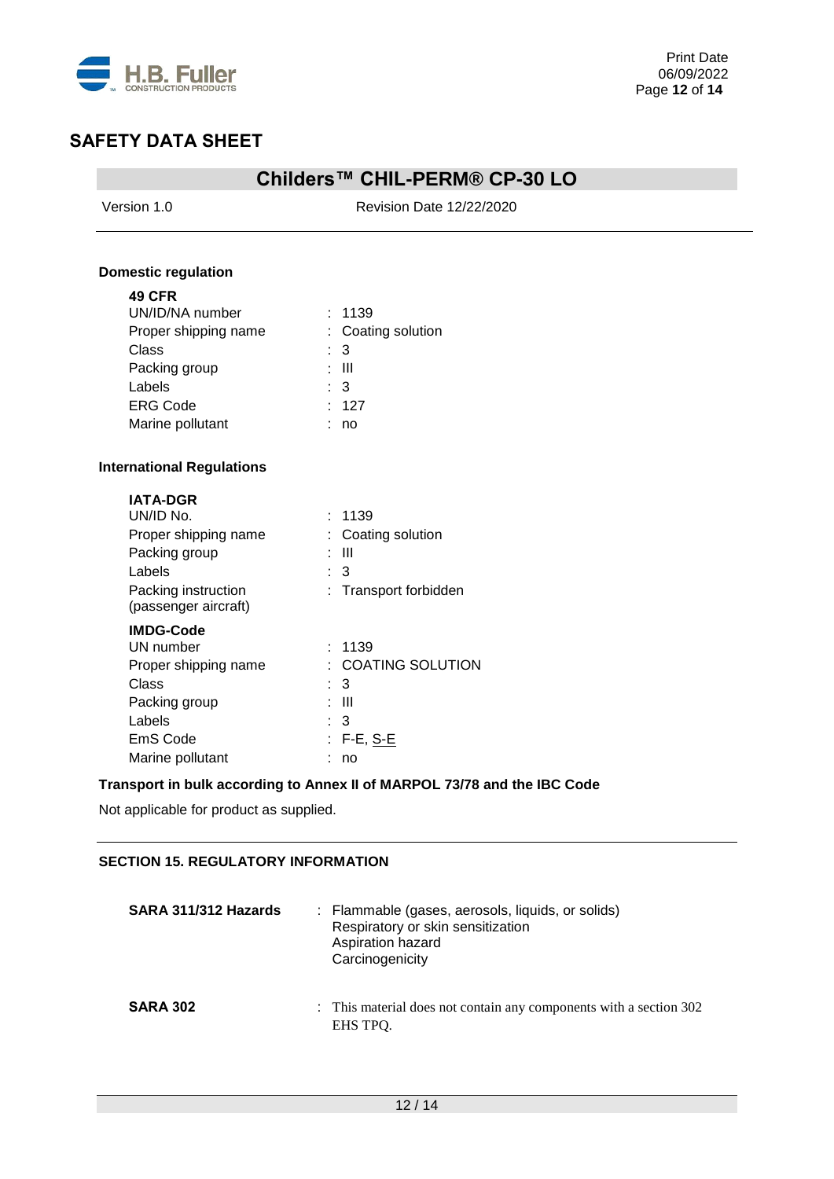**Domestic regulation**

**49 CFR**

| | |
|---|---|
| UN/ID/NA number | : 1139 |
| Proper shipping name | : Coating solution |
| Class | : 3 |
| Packing group | : III |
| Labels | : 3 |
| ERG Code | : 127 |
| Marine pollutant | : no |

**International Regulations**

**IATA-DGR**

| | |
|---|---|
| UN/ID No. | : 1139 |
| Proper shipping name | : Coating solution |
| Packing group | : III |
| Labels | : 3 |
| Packing instruction (passenger aircraft) | : Transport forbidden |

**IMDG-Code**

| | |
|---|---|
| UN number | : 1139 |
| Proper shipping name | : COATING SOLUTION |
| Class | : 3 |
| Packing group | : III |
| Labels | : 3 |
| EmS Code | : F-E, S-E |
| Marine pollutant | : no |

**Transport in bulk according to Annex II of MARPOL 73/78 and the IBC Code**

Not applicable for product as supplied.

**SECTION 15. REGULATORY INFORMATION**

**SARA 311/312 Hazards** : Flammable (gases, aerosols, liquids, or solids)
Respiratory or skin sensitization
Aspiration hazard
Carcinogenicity

**SARA 302** : This material does not contain any components with a section 302 EHS TPQ.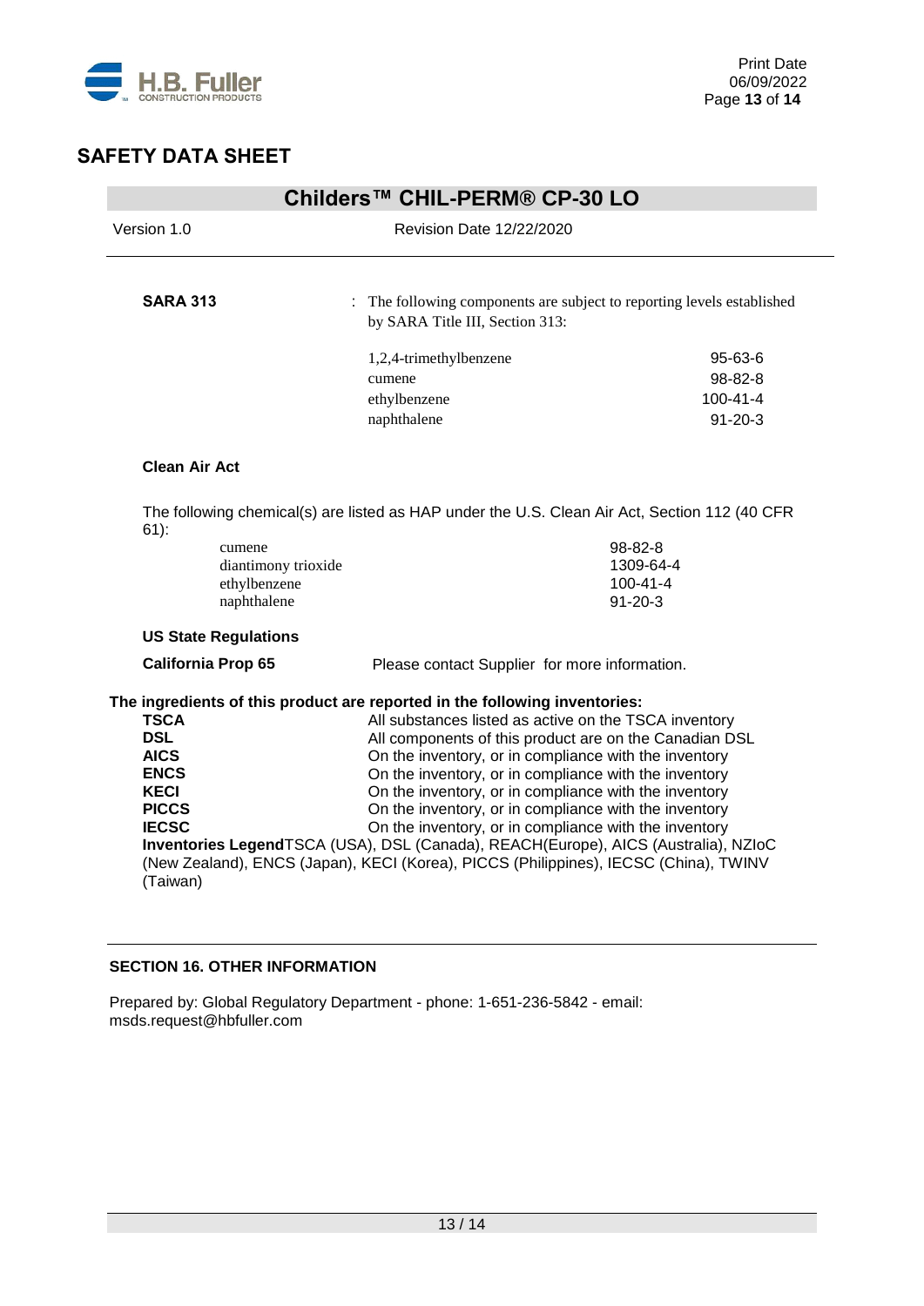**SARA 313** : The following components are subject to reporting levels established by SARA Title III, Section 313:

| | |
|---|---|
| 1,2,4-trimethylbenzene | 95-63-6 |
| cumene | 98-82-8 |
| ethylbenzene | 100-41-4 |
| naphthalene | 91-20-3 |

**Clean Air Act**

The following chemical(s) are listed as HAP under the U.S. Clean Air Act, Section 112 (40 CFR 61):

| | |
|---|---|
| cumene | 98-82-8 |
| diantimony trioxide | 1309-64-4 |
| ethylbenzene | 100-41-4 |
| naphthalene | 91-20-3 |

**US State Regulations**

**California Prop 65** Please contact Supplier for more information.

**The ingredients of this product are reported in the following inventories:**

| | |
|---|---|
| **TSCA** | All substances listed as active on the TSCA inventory |
| **DSL** | All components of this product are on the Canadian DSL |
| **AICS** | On the inventory, or in compliance with the inventory |
| **ENCS** | On the inventory, or in compliance with the inventory |
| **KECI** | On the inventory, or in compliance with the inventory |
| **PICCS** | On the inventory, or in compliance with the inventory |
| **IECSC** | On the inventory, or in compliance with the inventory |

**Inventories Legend** TSCA (USA), DSL (Canada), REACH(Europe), AICS (Australia), NZIoC (New Zealand), ENCS (Japan), KECI (Korea), PICCS (Philippines), IECSC (China), TWINV (Taiwan)

## SECTION 16. OTHER INFORMATION

Prepared by: Global Regulatory Department - phone: 1-651-236-5842 - email: msds.request@hbfuller.com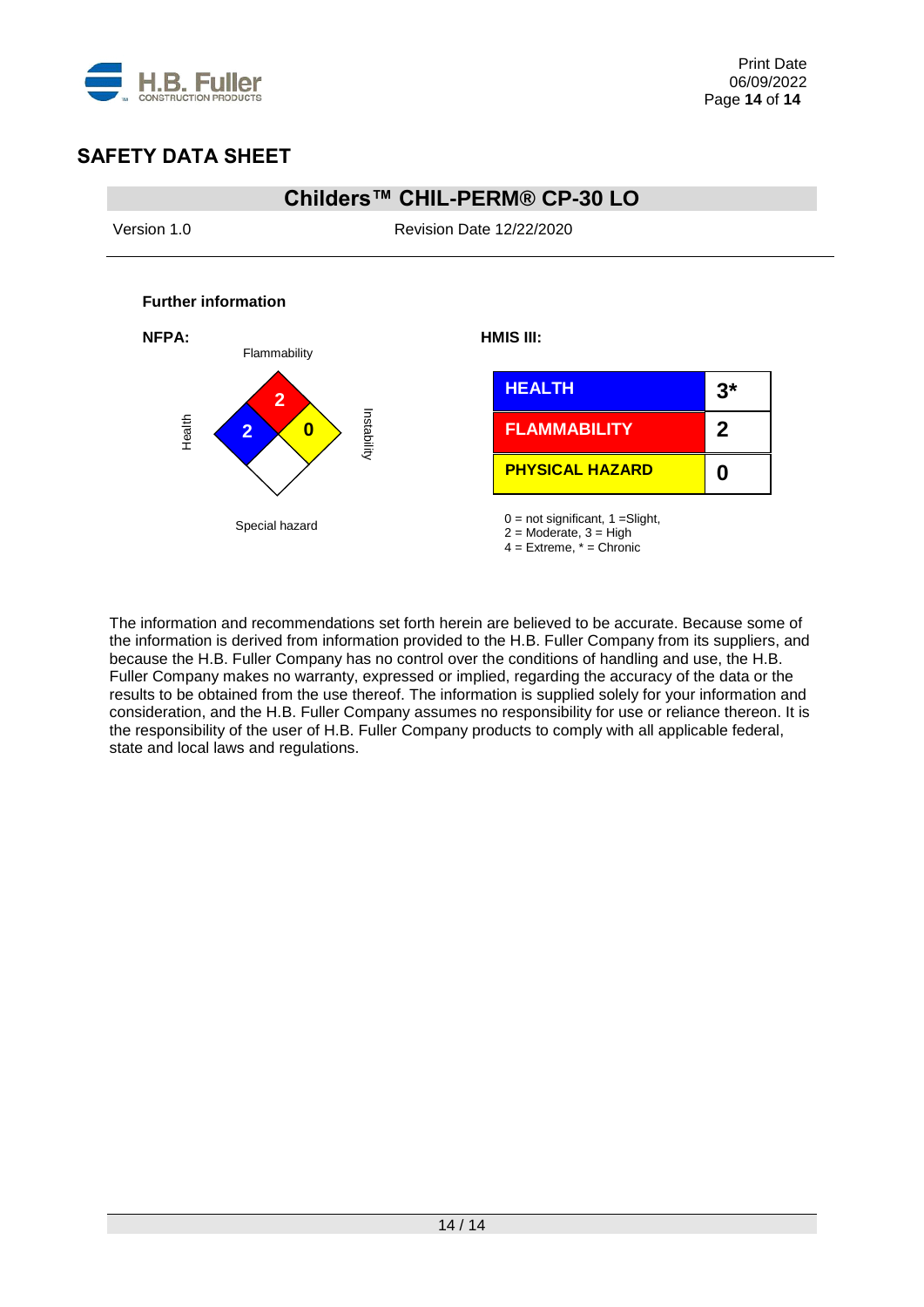# SAFETY DATA SHEET

## Childers™ CHIL-PERM® CP-30 LO

Version 1.0 Revision Date 12/22/2020

**Further information**

**NFPA:**

Flammability

Health

Instability

Special hazard

2

2

0

**HMIS III:**

| | |
|---|---|
| HEALTH | 3* |
| FLAMMABILITY | 2 |
| PHYSICAL HAZARD | 0 |

0 = not significant, 1 =Slight,
2 = Moderate, 3 = High
4 = Extreme, * = Chronic

The information and recommendations set forth herein are believed to be accurate. Because some of the information is derived from information provided to the H.B. Fuller Company from its suppliers, and because the H.B. Fuller Company has no control over the conditions of handling and use, the H.B. Fuller Company makes no warranty, expressed or implied, regarding the accuracy of the data or the results to be obtained from the use thereof. The information is supplied solely for your information and consideration, and the H.B. Fuller Company assumes no responsibility for use or reliance thereon. It is the responsibility of the user of H.B. Fuller Company products to comply with all applicable federal, state and local laws and regulations.